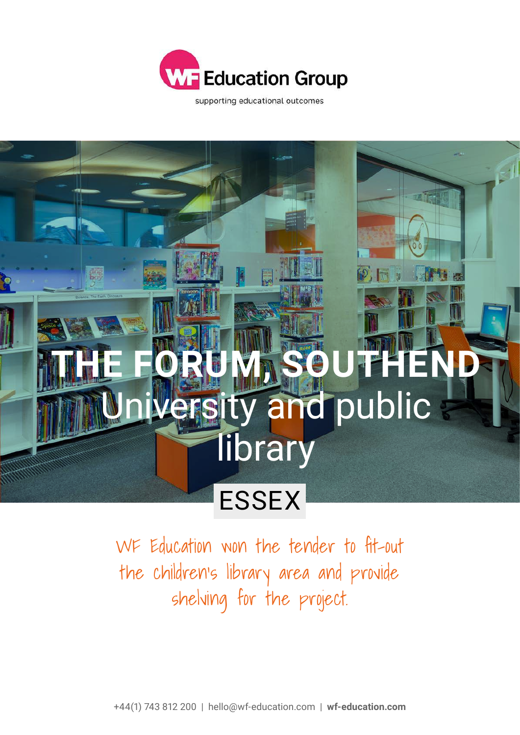WF Education Group

supporting educational outcomes

# THE FORUM, SOUTHEND

## University and public library

## ESSEX

WF Education won the tender to fit-out the children's library area and provide shelving for the project.

+44(1) 743 812 200 | hello@wf-education.com | **wf-education.com**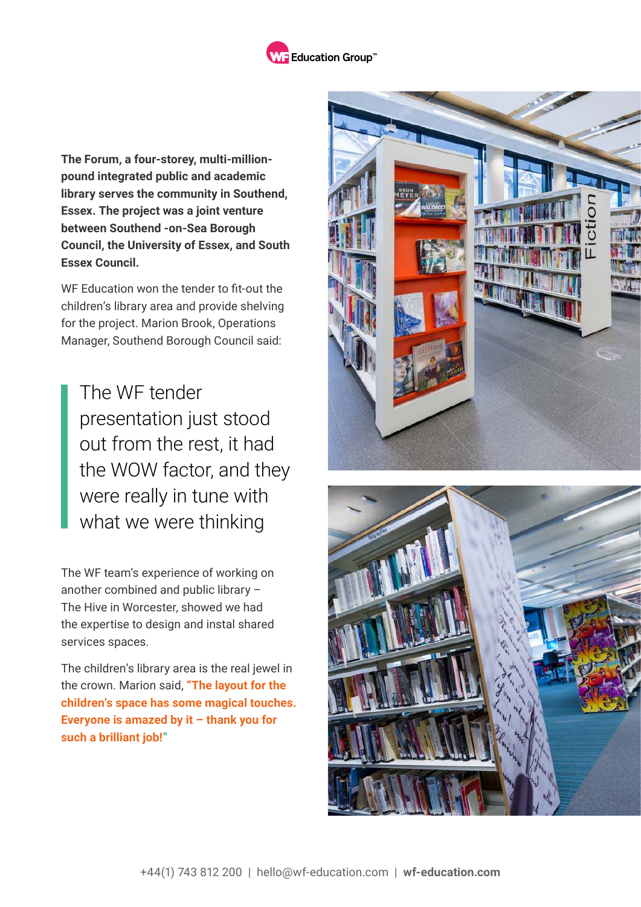**The Forum, a four-storey, multi-million-pound integrated public and academic library serves the community in Southend, Essex. The project was a joint venture between Southend -on-Sea Borough Council, the University of Essex, and South Essex Council.**

WF Education won the tender to fit-out the children's library area and provide shelving for the project. Marion Brook, Operations Manager, Southend Borough Council said:

> The WF tender presentation just stood out from the rest, it had the WOW factor, and they were really in tune with what we were thinking

The WF team's experience of working on another combined and public library – The Hive in Worcester, showed we had the expertise to design and instal shared services spaces.

The children's library area is the real jewel in the crown. Marion said, **"The layout for the children's space has some magical touches. Everyone is amazed by it – thank you for such a brilliant job!"**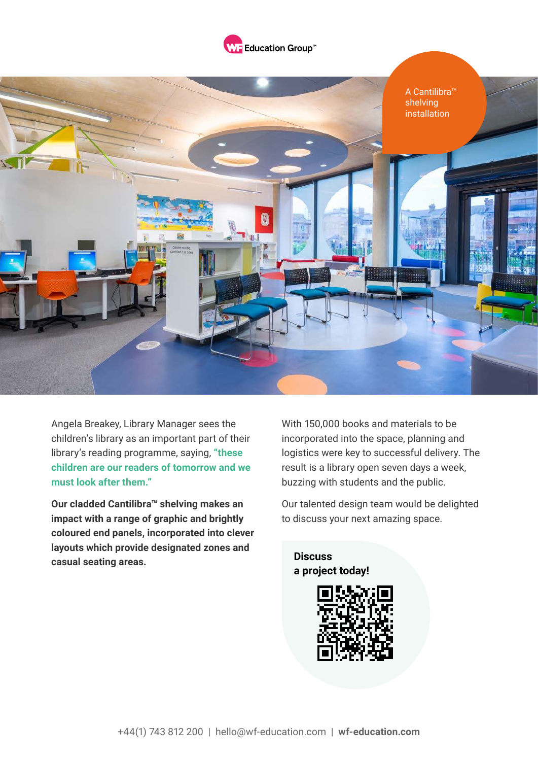A Cantilibra™ shelving installation

Angela Breakey, Library Manager sees the children's library as an important part of their library's reading programme, saying, **"these children are our readers of tomorrow and we must look after them."**

**Our cladded Cantilibra™ shelving makes an impact with a range of graphic and brightly coloured end panels, incorporated into clever layouts which provide designated zones and casual seating areas.**

With 150,000 books and materials to be incorporated into the space, planning and logistics were key to successful delivery. The result is a library open seven days a week, buzzing with students and the public.

Our talented design team would be delighted to discuss your next amazing space.

**Discuss a project today!**

+44(1) 743 812 200 | hello@wf-education.com | **wf-education.com**